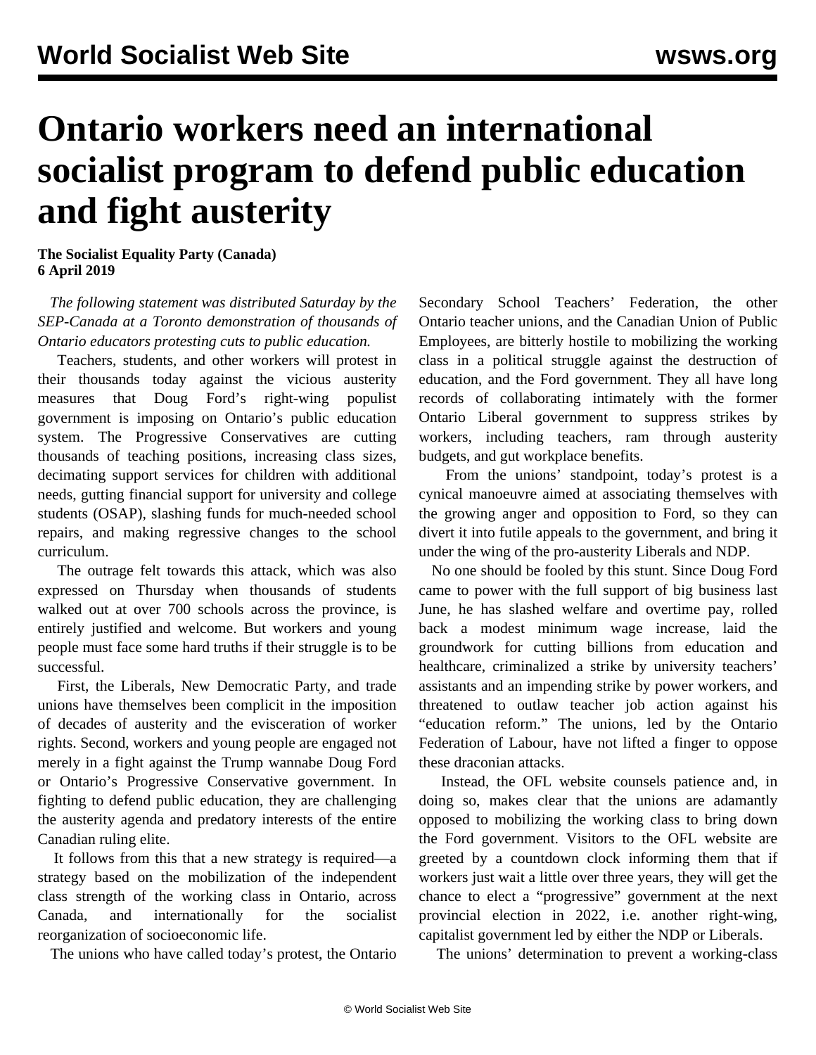# Ontario workers need an international socialist program to defend public education and fight austerity

**The Socialist Equality Party (Canada)**
**6 April 2019**

*The following statement was distributed Saturday by the SEP-Canada at a Toronto demonstration of thousands of Ontario educators protesting cuts to public education.*

Teachers, students, and other workers will protest in their thousands today against the vicious austerity measures that Doug Ford's right-wing populist government is imposing on Ontario's public education system. The Progressive Conservatives are cutting thousands of teaching positions, increasing class sizes, decimating support services for children with additional needs, gutting financial support for university and college students (OSAP), slashing funds for much-needed school repairs, and making regressive changes to the school curriculum.

The outrage felt towards this attack, which was also expressed on Thursday when thousands of students walked out at over 700 schools across the province, is entirely justified and welcome. But workers and young people must face some hard truths if their struggle is to be successful.

First, the Liberals, New Democratic Party, and trade unions have themselves been complicit in the imposition of decades of austerity and the evisceration of worker rights. Second, workers and young people are engaged not merely in a fight against the Trump wannabe Doug Ford or Ontario's Progressive Conservative government. In fighting to defend public education, they are challenging the austerity agenda and predatory interests of the entire Canadian ruling elite.

It follows from this that a new strategy is required—a strategy based on the mobilization of the independent class strength of the working class in Ontario, across Canada, and internationally for the socialist reorganization of socioeconomic life.

The unions who have called today's protest, the Ontario Secondary School Teachers' Federation, the other Ontario teacher unions, and the Canadian Union of Public Employees, are bitterly hostile to mobilizing the working class in a political struggle against the destruction of education, and the Ford government. They all have long records of collaborating intimately with the former Ontario Liberal government to suppress strikes by workers, including teachers, ram through austerity budgets, and gut workplace benefits.

From the unions' standpoint, today's protest is a cynical manoeuvre aimed at associating themselves with the growing anger and opposition to Ford, so they can divert it into futile appeals to the government, and bring it under the wing of the pro-austerity Liberals and NDP.

No one should be fooled by this stunt. Since Doug Ford came to power with the full support of big business last June, he has slashed welfare and overtime pay, rolled back a modest minimum wage increase, laid the groundwork for cutting billions from education and healthcare, criminalized a strike by university teachers' assistants and an impending strike by power workers, and threatened to outlaw teacher job action against his "education reform." The unions, led by the Ontario Federation of Labour, have not lifted a finger to oppose these draconian attacks.

Instead, the OFL website counsels patience and, in doing so, makes clear that the unions are adamantly opposed to mobilizing the working class to bring down the Ford government. Visitors to the OFL website are greeted by a countdown clock informing them that if workers just wait a little over three years, they will get the chance to elect a "progressive" government at the next provincial election in 2022, i.e. another right-wing, capitalist government led by either the NDP or Liberals.

The unions' determination to prevent a working-class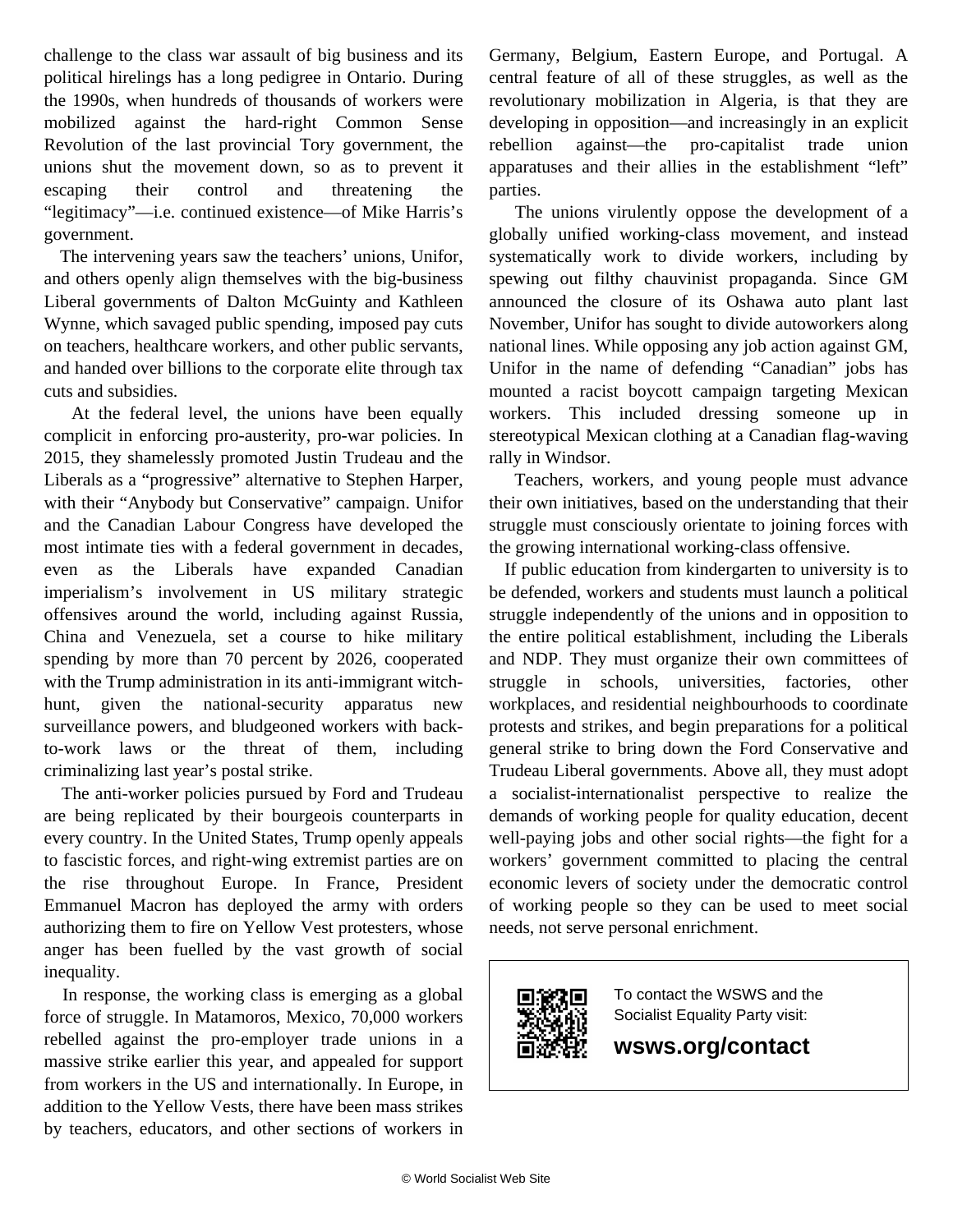challenge to the class war assault of big business and its political hirelings has a long pedigree in Ontario. During the 1990s, when hundreds of thousands of workers were mobilized against the hard-right Common Sense Revolution of the last provincial Tory government, the unions shut the movement down, so as to prevent it escaping their control and threatening the "legitimacy"—i.e. continued existence—of Mike Harris's government.

The intervening years saw the teachers' unions, Unifor, and others openly align themselves with the big-business Liberal governments of Dalton McGuinty and Kathleen Wynne, which savaged public spending, imposed pay cuts on teachers, healthcare workers, and other public servants, and handed over billions to the corporate elite through tax cuts and subsidies.

At the federal level, the unions have been equally complicit in enforcing pro-austerity, pro-war policies. In 2015, they shamelessly promoted Justin Trudeau and the Liberals as a "progressive" alternative to Stephen Harper, with their "Anybody but Conservative" campaign. Unifor and the Canadian Labour Congress have developed the most intimate ties with a federal government in decades, even as the Liberals have expanded Canadian imperialism's involvement in US military strategic offensives around the world, including against Russia, China and Venezuela, set a course to hike military spending by more than 70 percent by 2026, cooperated with the Trump administration in its anti-immigrant witch-hunt, given the national-security apparatus new surveillance powers, and bludgeoned workers with back-to-work laws or the threat of them, including criminalizing last year's postal strike.

The anti-worker policies pursued by Ford and Trudeau are being replicated by their bourgeois counterparts in every country. In the United States, Trump openly appeals to fascistic forces, and right-wing extremist parties are on the rise throughout Europe. In France, President Emmanuel Macron has deployed the army with orders authorizing them to fire on Yellow Vest protesters, whose anger has been fuelled by the vast growth of social inequality.

In response, the working class is emerging as a global force of struggle. In Matamoros, Mexico, 70,000 workers rebelled against the pro-employer trade unions in a massive strike earlier this year, and appealed for support from workers in the US and internationally. In Europe, in addition to the Yellow Vests, there have been mass strikes by teachers, educators, and other sections of workers in Germany, Belgium, Eastern Europe, and Portugal. A central feature of all of these struggles, as well as the revolutionary mobilization in Algeria, is that they are developing in opposition—and increasingly in an explicit rebellion against—the pro-capitalist trade union apparatuses and their allies in the establishment "left" parties.

The unions virulently oppose the development of a globally unified working-class movement, and instead systematically work to divide workers, including by spewing out filthy chauvinist propaganda. Since GM announced the closure of its Oshawa auto plant last November, Unifor has sought to divide autoworkers along national lines. While opposing any job action against GM, Unifor in the name of defending "Canadian" jobs has mounted a racist boycott campaign targeting Mexican workers. This included dressing someone up in stereotypical Mexican clothing at a Canadian flag-waving rally in Windsor.

Teachers, workers, and young people must advance their own initiatives, based on the understanding that their struggle must consciously orientate to joining forces with the growing international working-class offensive.

If public education from kindergarten to university is to be defended, workers and students must launch a political struggle independently of the unions and in opposition to the entire political establishment, including the Liberals and NDP. They must organize their own committees of struggle in schools, universities, factories, other workplaces, and residential neighbourhoods to coordinate protests and strikes, and begin preparations for a political general strike to bring down the Ford Conservative and Trudeau Liberal governments. Above all, they must adopt a socialist-internationalist perspective to realize the demands of working people for quality education, decent well-paying jobs and other social rights—the fight for a workers' government committed to placing the central economic levers of society under the democratic control of working people so they can be used to meet social needs, not serve personal enrichment.

To contact the WSWS and the Socialist Equality Party visit:

**wsws.org/contact**